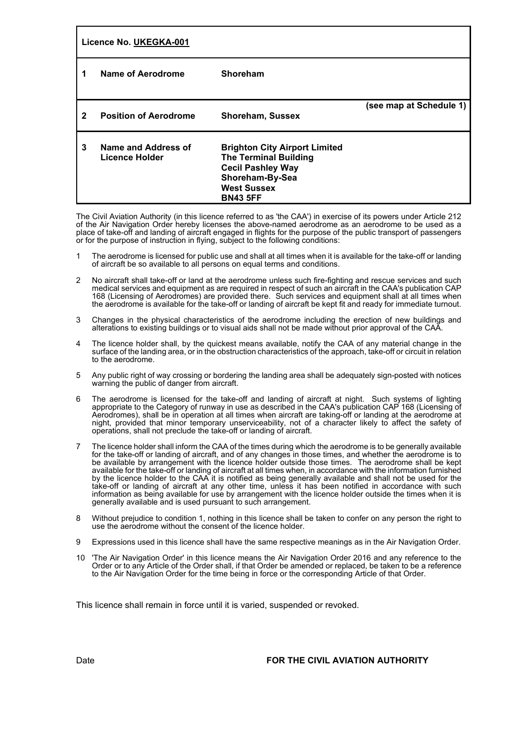| **Licence No. UKEGKA-001** | | | |
|---|---|---|---|
| **1** | **Name of Aerodrome** | **Shoreham** | |
| **2** | **Position of Aerodrome** | **Shoreham, Sussex** | **(see map at Schedule 1)** |
| **3** | **Name and Address of Licence Holder** | **Brighton City Airport Limited**<br>**The Terminal Building**<br>**Cecil Pashley Way**<br>**Shoreham-By-Sea**<br>**West Sussex**<br>**BN43 5FF** | |

The Civil Aviation Authority (in this licence referred to as 'the CAA') in exercise of its powers under Article 212 of the Air Navigation Order hereby licenses the above-named aerodrome as an aerodrome to be used as a place of take-off and landing of aircraft engaged in flights for the purpose of the public transport of passengers or for the purpose of instruction in flying, subject to the following conditions:

1. The aerodrome is licensed for public use and shall at all times when it is available for the take-off or landing of aircraft be so available to all persons on equal terms and conditions.

2. No aircraft shall take-off or land at the aerodrome unless such fire-fighting and rescue services and such medical services and equipment as are required in respect of such an aircraft in the CAA's publication CAP 168 (Licensing of Aerodromes) are provided there. Such services and equipment shall at all times when the aerodrome is available for the take-off or landing of aircraft be kept fit and ready for immediate turnout.

3. Changes in the physical characteristics of the aerodrome including the erection of new buildings and alterations to existing buildings or to visual aids shall not be made without prior approval of the CAA.

4. The licence holder shall, by the quickest means available, notify the CAA of any material change in the surface of the landing area, or in the obstruction characteristics of the approach, take-off or circuit in relation to the aerodrome.

5. Any public right of way crossing or bordering the landing area shall be adequately sign-posted with notices warning the public of danger from aircraft.

6. The aerodrome is licensed for the take-off and landing of aircraft at night. Such systems of lighting appropriate to the Category of runway in use as described in the CAA's publication CAP 168 (Licensing of Aerodromes), shall be in operation at all times when aircraft are taking-off or landing at the aerodrome at night, provided that minor temporary unserviceability, not of a character likely to affect the safety of operations, shall not preclude the take-off or landing of aircraft.

7. The licence holder shall inform the CAA of the times during which the aerodrome is to be generally available for the take-off or landing of aircraft, and of any changes in those times, and whether the aerodrome is to be available by arrangement with the licence holder outside those times. The aerodrome shall be kept available for the take-off or landing of aircraft at all times when, in accordance with the information furnished by the licence holder to the CAA it is notified as being generally available and shall not be used for the take-off or landing of aircraft at any other time, unless it has been notified in accordance with such information as being available for use by arrangement with the licence holder outside the times when it is generally available and is used pursuant to such arrangement.

8. Without prejudice to condition 1, nothing in this licence shall be taken to confer on any person the right to use the aerodrome without the consent of the licence holder.

9. Expressions used in this licence shall have the same respective meanings as in the Air Navigation Order.

10. 'The Air Navigation Order' in this licence means the Air Navigation Order 2016 and any reference to the Order or to any Article of the Order shall, if that Order be amended or replaced, be taken to be a reference to the Air Navigation Order for the time being in force or the corresponding Article of that Order.

This licence shall remain in force until it is varied, suspended or revoked.

Date **FOR THE CIVIL AVIATION AUTHORITY**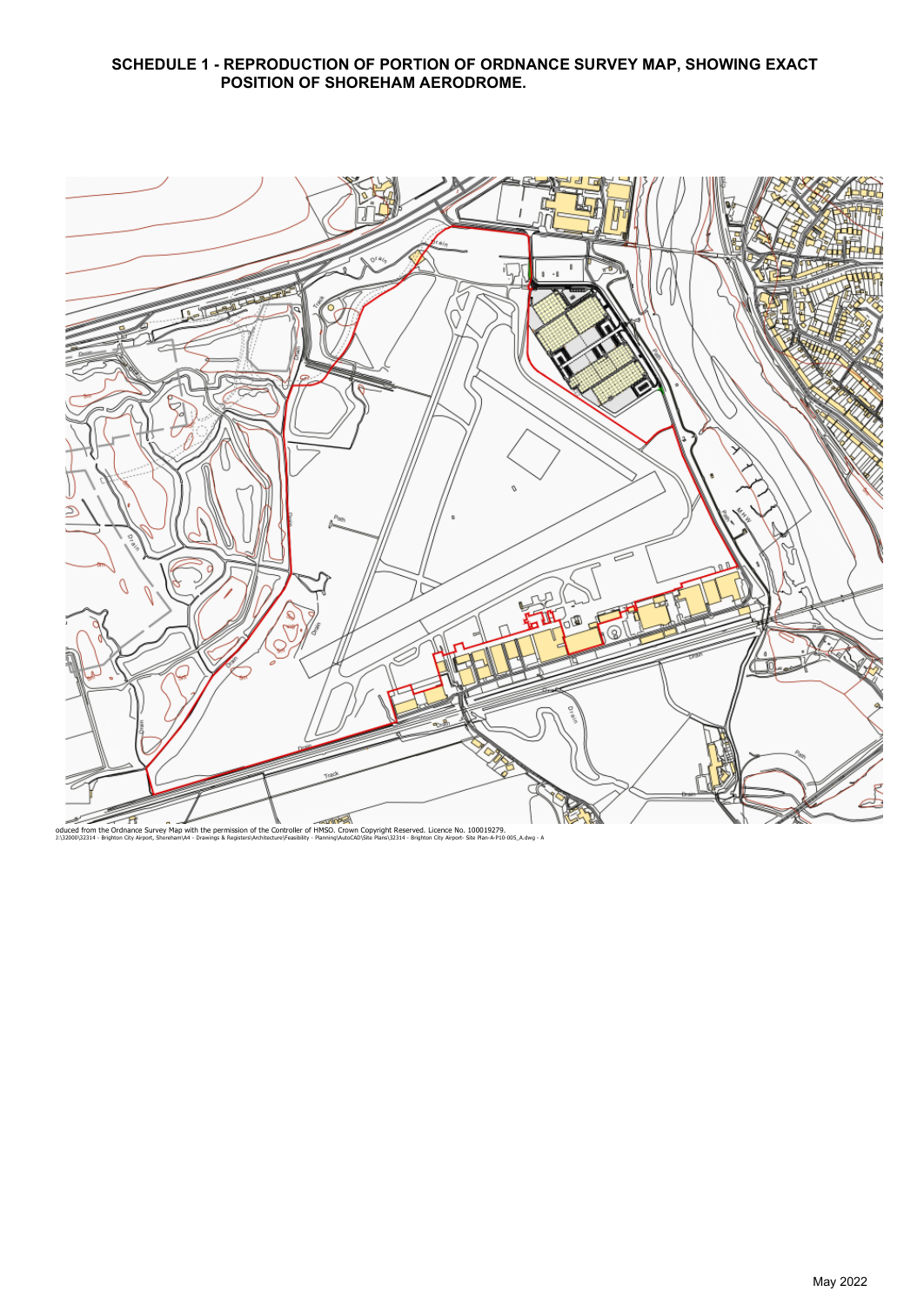# SCHEDULE 1 - REPRODUCTION OF PORTION OF ORDNANCE SURVEY MAP, SHOWING EXACT POSITION OF SHOREHAM AERODROME.

Drain

Drain

Track

Drain

Path

Drain

Path

Drain

Path

Drain

Drain

MLW

Path

Path

Drain

Drain

Drain

Drain

Track

Path

Drain

oduced from the Ordnance Survey Map with the permission of the Controller of HMSO. Crown Copyright Reserved. Licence No. 100019279.
J:\32000\32314 - Brighton City Airport, Shoreham\A4 - Drawings & Registers\Architecture\Feasibility - Planning\AutoCAD\Site Plans\32314 - Brighton City Airport- Site Plan-A-P10-005_A.dwg - A

May 2022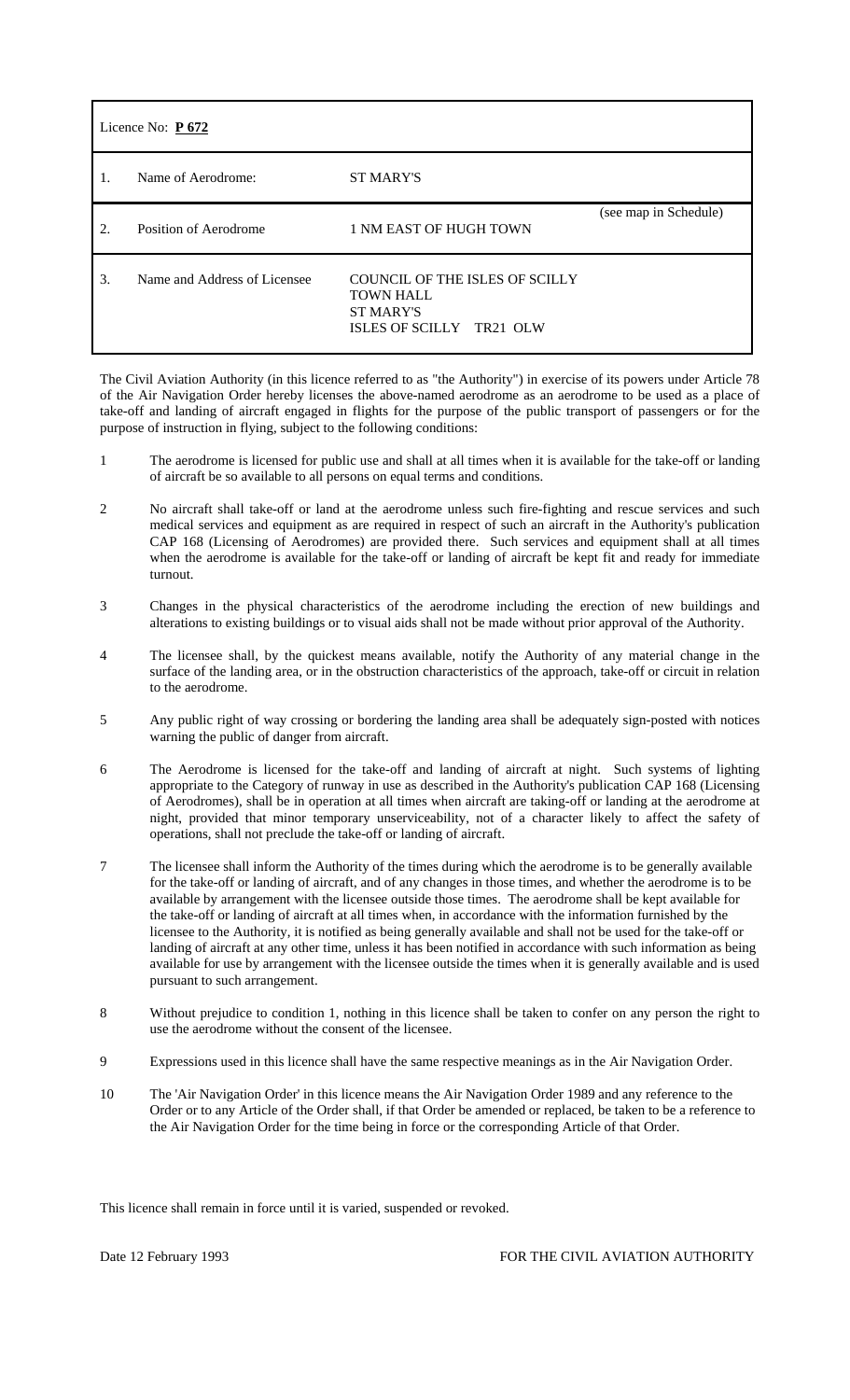| Licence No: **P 672** | | |
|---|---|---|
| 1. | Name of Aerodrome: | ST MARY'S |
| 2. | Position of Aerodrome | 1 NM EAST OF HUGH TOWN (see map in Schedule) |
| 3. | Name and Address of Licensee | COUNCIL OF THE ISLES OF SCILLY<br>TOWN HALL<br>ST MARY'S<br>ISLES OF SCILLY TR21 OLW |

The Civil Aviation Authority (in this licence referred to as "the Authority") in exercise of its powers under Article 78 of the Air Navigation Order hereby licenses the above-named aerodrome as an aerodrome to be used as a place of take-off and landing of aircraft engaged in flights for the purpose of the public transport of passengers or for the purpose of instruction in flying, subject to the following conditions:

1 The aerodrome is licensed for public use and shall at all times when it is available for the take-off or landing of aircraft be so available to all persons on equal terms and conditions.

2 No aircraft shall take-off or land at the aerodrome unless such fire-fighting and rescue services and such medical services and equipment as are required in respect of such an aircraft in the Authority's publication CAP 168 (Licensing of Aerodromes) are provided there. Such services and equipment shall at all times when the aerodrome is available for the take-off or landing of aircraft be kept fit and ready for immediate turnout.

3 Changes in the physical characteristics of the aerodrome including the erection of new buildings and alterations to existing buildings or to visual aids shall not be made without prior approval of the Authority.

4 The licensee shall, by the quickest means available, notify the Authority of any material change in the surface of the landing area, or in the obstruction characteristics of the approach, take-off or circuit in relation to the aerodrome.

5 Any public right of way crossing or bordering the landing area shall be adequately sign-posted with notices warning the public of danger from aircraft.

6 The Aerodrome is licensed for the take-off and landing of aircraft at night. Such systems of lighting appropriate to the Category of runway in use as described in the Authority's publication CAP 168 (Licensing of Aerodromes), shall be in operation at all times when aircraft are taking-off or landing at the aerodrome at night, provided that minor temporary unserviceability, not of a character likely to affect the safety of operations, shall not preclude the take-off or landing of aircraft.

7 The licensee shall inform the Authority of the times during which the aerodrome is to be generally available for the take-off or landing of aircraft, and of any changes in those times, and whether the aerodrome is to be available by arrangement with the licensee outside those times. The aerodrome shall be kept available for the take-off or landing of aircraft at all times when, in accordance with the information furnished by the licensee to the Authority, it is notified as being generally available and shall not be used for the take-off or landing of aircraft at any other time, unless it has been notified in accordance with such information as being available for use by arrangement with the licensee outside the times when it is generally available and is used pursuant to such arrangement.

8 Without prejudice to condition 1, nothing in this licence shall be taken to confer on any person the right to use the aerodrome without the consent of the licensee.

9 Expressions used in this licence shall have the same respective meanings as in the Air Navigation Order.

10 The 'Air Navigation Order' in this licence means the Air Navigation Order 1989 and any reference to the Order or to any Article of the Order shall, if that Order be amended or replaced, be taken to be a reference to the Air Navigation Order for the time being in force or the corresponding Article of that Order.

This licence shall remain in force until it is varied, suspended or revoked.

Date 12 February 1993 FOR THE CIVIL AVIATION AUTHORITY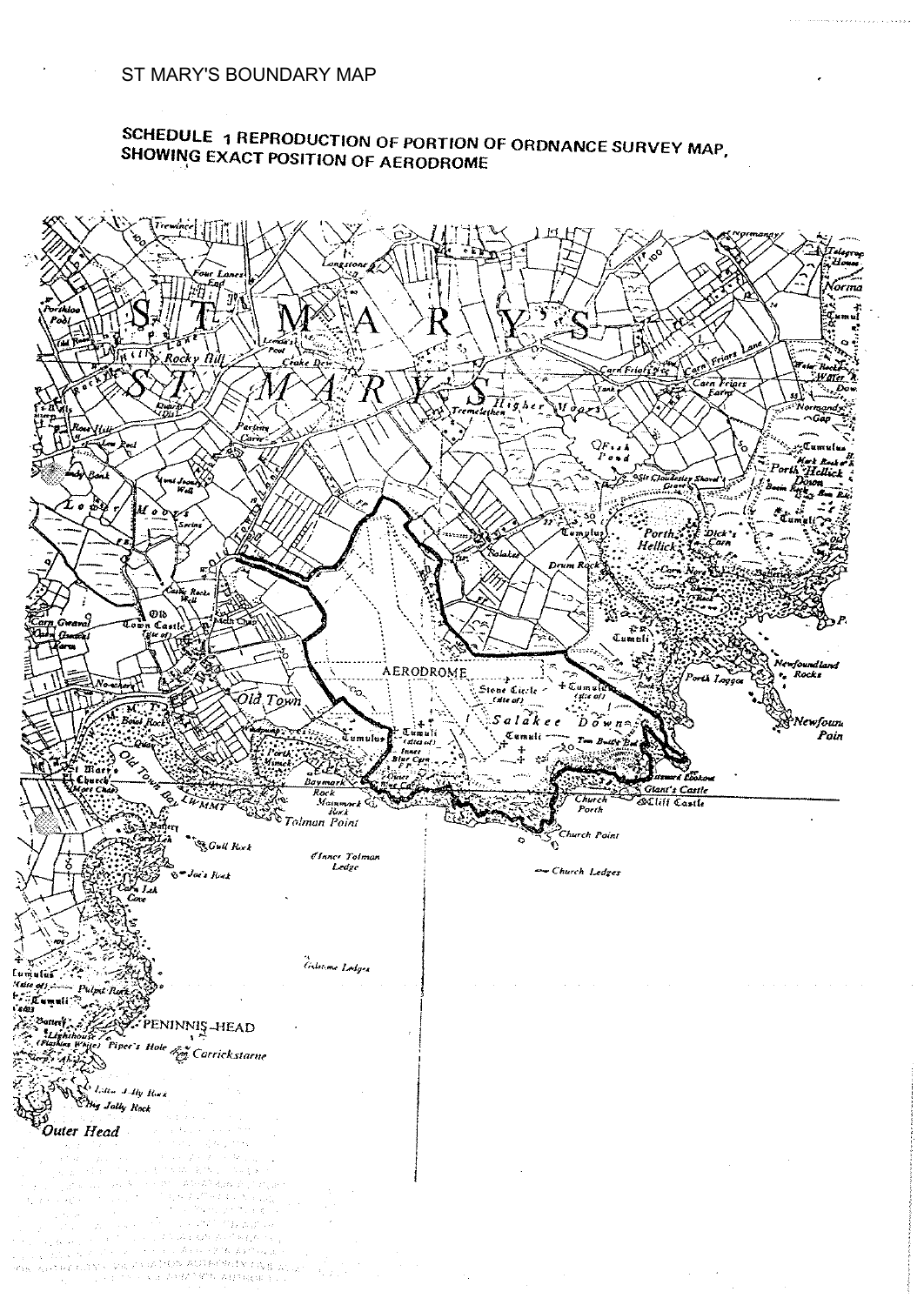ST MARY'S BOUNDARY MAP

# SCHEDULE 1 REPRODUCTION OF PORTION OF ORDNANCE SURVEY MAP, SHOWING EXACT POSITION OF AERODROME

ST MARY'S

AERODROME

Old Town

Salakee Down

Porth Hellick

Tolman Point

Church Point

Church Ledges

PENINNIS HEAD

Carrickstarne

Outer Head